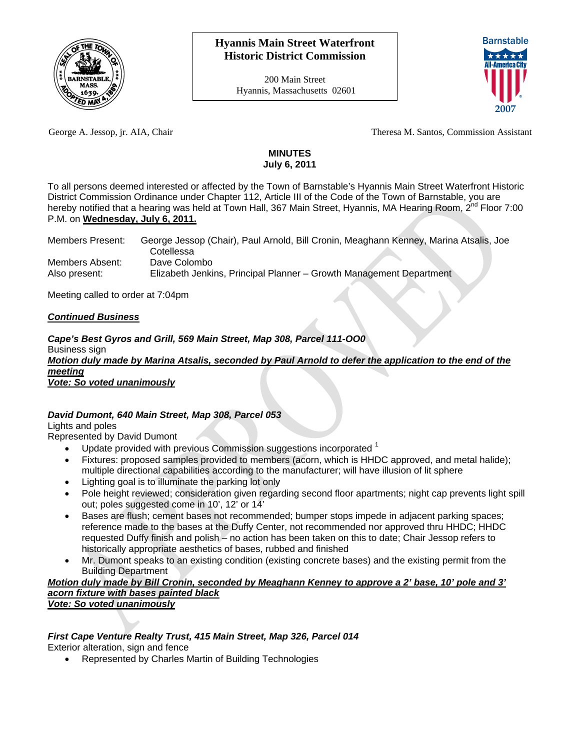# Hyannis Main Street Waterfront Historic District Commission

200 Main Street
Hyannis, Massachusetts 02601

George A. Jessop, jr. AIA, Chair

Theresa M. Santos, Commission Assistant

## MINUTES
**July 6, 2011**

To all persons deemed interested or affected by the Town of Barnstable's Hyannis Main Street Waterfront Historic District Commission Ordinance under Chapter 112, Article III of the Code of the Town of Barnstable, you are hereby notified that a hearing was held at Town Hall, 367 Main Street, Hyannis, MA Hearing Room, 2nd Floor 7:00 P.M. on **Wednesday, July 6, 2011.**

Members Present: George Jessop (Chair), Paul Arnold, Bill Cronin, Meaghann Kenney, Marina Atsalis, Joe Cotellessa
Members Absent: Dave Colombo
Also present: Elizabeth Jenkins, Principal Planner – Growth Management Department

Meeting called to order at 7:04pm

***Continued Business***

***Cape's Best Gyros and Grill, 569 Main Street, Map 308, Parcel 111-OO0***
Business sign
***Motion duly made by Marina Atsalis, seconded by Paul Arnold to defer the application to the end of the meeting***
***Vote: So voted unanimously***

***David Dumont, 640 Main Street, Map 308, Parcel 053***
Lights and poles
Represented by David Dumont

- Update provided with previous Commission suggestions incorporated [1]
- Fixtures: proposed samples provided to members (acorn, which is HHDC approved, and metal halide); multiple directional capabilities according to the manufacturer; will have illusion of lit sphere
- Lighting goal is to illuminate the parking lot only
- Pole height reviewed; consideration given regarding second floor apartments; night cap prevents light spill out; poles suggested come in 10', 12' or 14'
- Bases are flush; cement bases not recommended; bumper stops impede in adjacent parking spaces; reference made to the bases at the Duffy Center, not recommended nor approved thru HHDC; HHDC requested Duffy finish and polish – no action has been taken on this to date; Chair Jessop refers to historically appropriate aesthetics of bases, rubbed and finished
- Mr. Dumont speaks to an existing condition (existing concrete bases) and the existing permit from the Building Department

***Motion duly made by Bill Cronin, seconded by Meaghann Kenney to approve a 2' base, 10' pole and 3' acorn fixture with bases painted black***
***Vote: So voted unanimously***

***First Cape Venture Realty Trust, 415 Main Street, Map 326, Parcel 014***
Exterior alteration, sign and fence

- Represented by Charles Martin of Building Technologies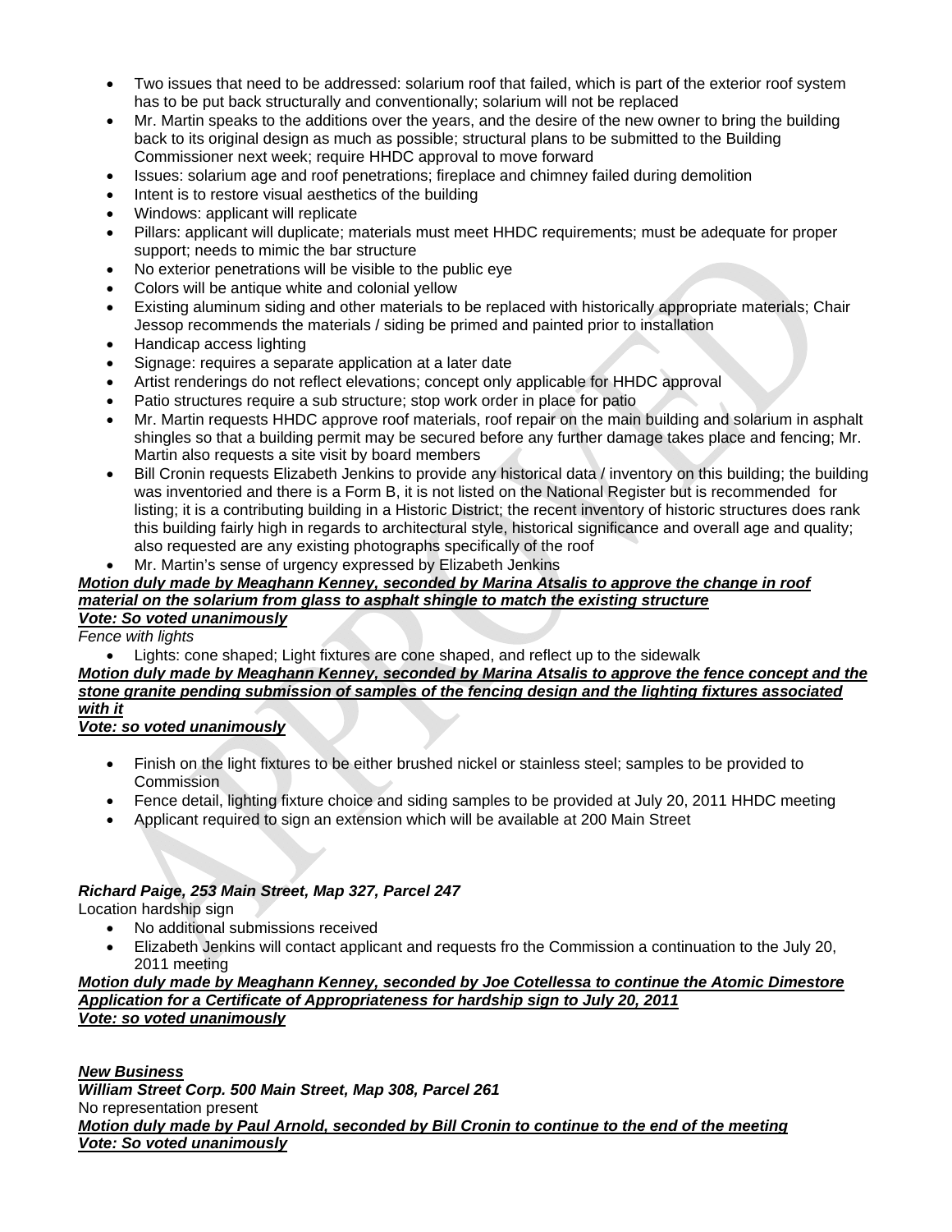- Two issues that need to be addressed: solarium roof that failed, which is part of the exterior roof system has to be put back structurally and conventionally; solarium will not be replaced
- Mr. Martin speaks to the additions over the years, and the desire of the new owner to bring the building back to its original design as much as possible; structural plans to be submitted to the Building Commissioner next week; require HHDC approval to move forward
- Issues: solarium age and roof penetrations; fireplace and chimney failed during demolition
- Intent is to restore visual aesthetics of the building
- Windows: applicant will replicate
- Pillars: applicant will duplicate; materials must meet HHDC requirements; must be adequate for proper support; needs to mimic the bar structure
- No exterior penetrations will be visible to the public eye
- Colors will be antique white and colonial yellow
- Existing aluminum siding and other materials to be replaced with historically appropriate materials; Chair Jessop recommends the materials / siding be primed and painted prior to installation
- Handicap access lighting
- Signage: requires a separate application at a later date
- Artist renderings do not reflect elevations; concept only applicable for HHDC approval
- Patio structures require a sub structure; stop work order in place for patio
- Mr. Martin requests HHDC approve roof materials, roof repair on the main building and solarium in asphalt shingles so that a building permit may be secured before any further damage takes place and fencing; Mr. Martin also requests a site visit by board members
- Bill Cronin requests Elizabeth Jenkins to provide any historical data / inventory on this building; the building was inventoried and there is a Form B, it is not listed on the National Register but is recommended for listing; it is a contributing building in a Historic District; the recent inventory of historic structures does rank this building fairly high in regards to architectural style, historical significance and overall age and quality; also requested are any existing photographs specifically of the roof
- Mr. Martin's sense of urgency expressed by Elizabeth Jenkins

***<u>Motion duly made by Meaghann Kenney, seconded by Marina Atsalis to approve the change in roof material on the solarium from glass to asphalt shingle to match the existing structure</u>***
***<u>Vote: So voted unanimously</u>***

*Fence with lights*

- Lights: cone shaped; Light fixtures are cone shaped, and reflect up to the sidewalk

***<u>Motion duly made by Meaghann Kenney, seconded by Marina Atsalis to approve the fence concept and the stone granite pending submission of samples of the fencing design and the lighting fixtures associated with it</u>***
***<u>Vote: so voted unanimously</u>***

- Finish on the light fixtures to be either brushed nickel or stainless steel; samples to be provided to Commission
- Fence detail, lighting fixture choice and siding samples to be provided at July 20, 2011 HHDC meeting
- Applicant required to sign an extension which will be available at 200 Main Street

***Richard Paige, 253 Main Street, Map 327, Parcel 247***

Location hardship sign

- No additional submissions received
- Elizabeth Jenkins will contact applicant and requests fro the Commission a continuation to the July 20, 2011 meeting

***<u>Motion duly made by Meaghann Kenney, seconded by Joe Cotellessa to continue the Atomic Dimestore Application for a Certificate of Appropriateness for hardship sign to July 20, 2011</u>***
***<u>Vote: so voted unanimously</u>***

***<u>New Business</u>***

***William Street Corp. 500 Main Street, Map 308, Parcel 261***

No representation present

***<u>Motion duly made by Paul Arnold, seconded by Bill Cronin to continue to the end of the meeting</u>***
***<u>Vote: So voted unanimously</u>***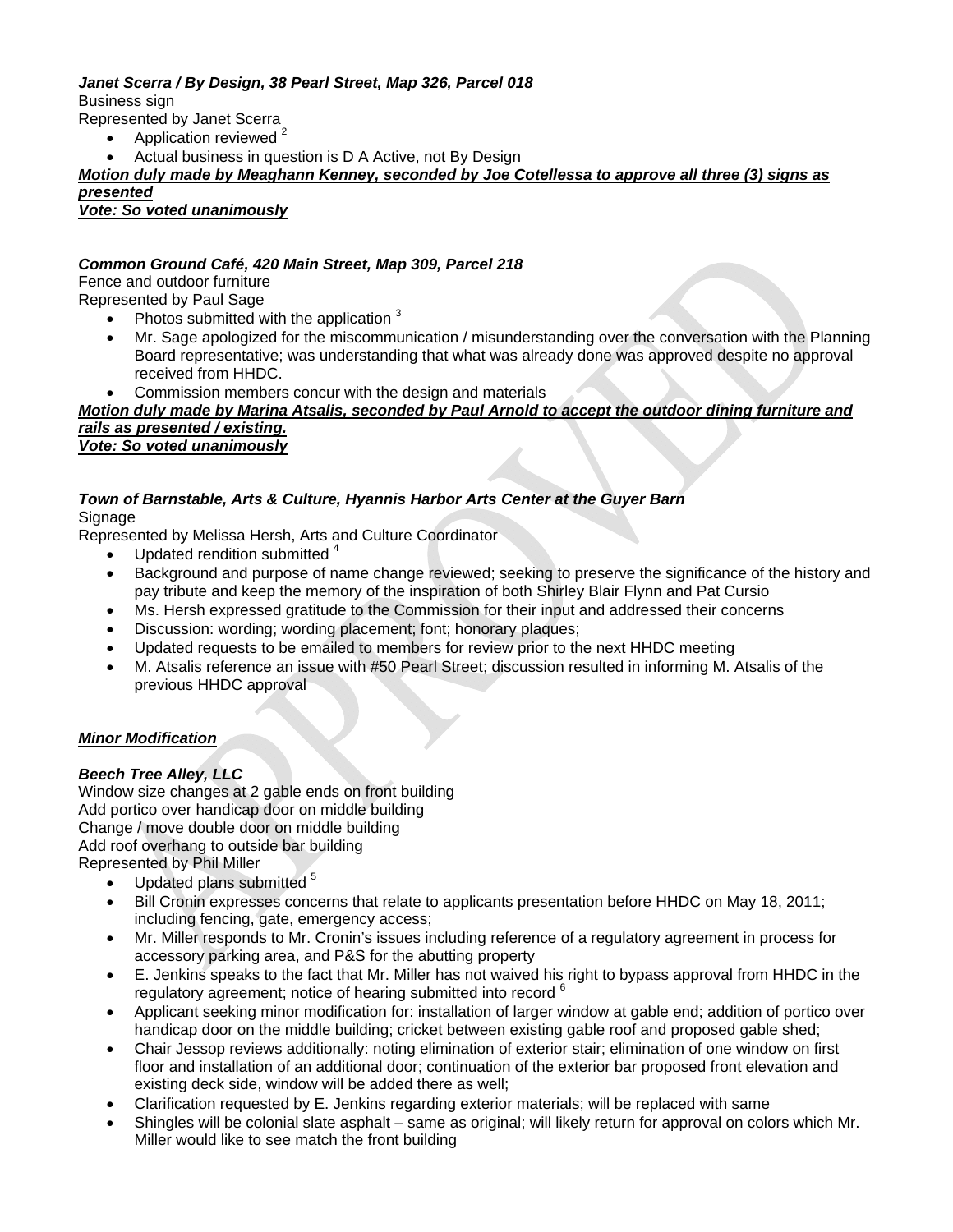***Janet Scerra / By Design, 38 Pearl Street, Map 326, Parcel 018***
Business sign
Represented by Janet Scerra

- Application reviewed [2]
- Actual business in question is D A Active, not By Design

***Motion duly made by Meaghann Kenney, seconded by Joe Cotellessa to approve all three (3) signs as presented***
***Vote: So voted unanimously***

***Common Ground Café, 420 Main Street, Map 309, Parcel 218***
Fence and outdoor furniture
Represented by Paul Sage

- Photos submitted with the application [3]
- Mr. Sage apologized for the miscommunication / misunderstanding over the conversation with the Planning Board representative; was understanding that what was already done was approved despite no approval received from HHDC.
- Commission members concur with the design and materials

***Motion duly made by Marina Atsalis, seconded by Paul Arnold to accept the outdoor dining furniture and rails as presented / existing.***
***Vote: So voted unanimously***

***Town of Barnstable, Arts & Culture, Hyannis Harbor Arts Center at the Guyer Barn***
Signage
Represented by Melissa Hersh, Arts and Culture Coordinator

- Updated rendition submitted [4]
- Background and purpose of name change reviewed; seeking to preserve the significance of the history and pay tribute and keep the memory of the inspiration of both Shirley Blair Flynn and Pat Cursio
- Ms. Hersh expressed gratitude to the Commission for their input and addressed their concerns
- Discussion: wording; wording placement; font; honorary plaques;
- Updated requests to be emailed to members for review prior to the next HHDC meeting
- M. Atsalis reference an issue with #50 Pearl Street; discussion resulted in informing M. Atsalis of the previous HHDC approval

***Minor Modification***

***Beech Tree Alley, LLC***
Window size changes at 2 gable ends on front building
Add portico over handicap door on middle building
Change / move double door on middle building
Add roof overhang to outside bar building
Represented by Phil Miller

- Updated plans submitted [5]
- Bill Cronin expresses concerns that relate to applicants presentation before HHDC on May 18, 2011; including fencing, gate, emergency access;
- Mr. Miller responds to Mr. Cronin's issues including reference of a regulatory agreement in process for accessory parking area, and P&S for the abutting property
- E. Jenkins speaks to the fact that Mr. Miller has not waived his right to bypass approval from HHDC in the regulatory agreement; notice of hearing submitted into record [6]
- Applicant seeking minor modification for: installation of larger window at gable end; addition of portico over handicap door on the middle building; cricket between existing gable roof and proposed gable shed;
- Chair Jessop reviews additionally: noting elimination of exterior stair; elimination of one window on first floor and installation of an additional door; continuation of the exterior bar proposed front elevation and existing deck side, window will be added there as well;
- Clarification requested by E. Jenkins regarding exterior materials; will be replaced with same
- Shingles will be colonial slate asphalt – same as original; will likely return for approval on colors which Mr. Miller would like to see match the front building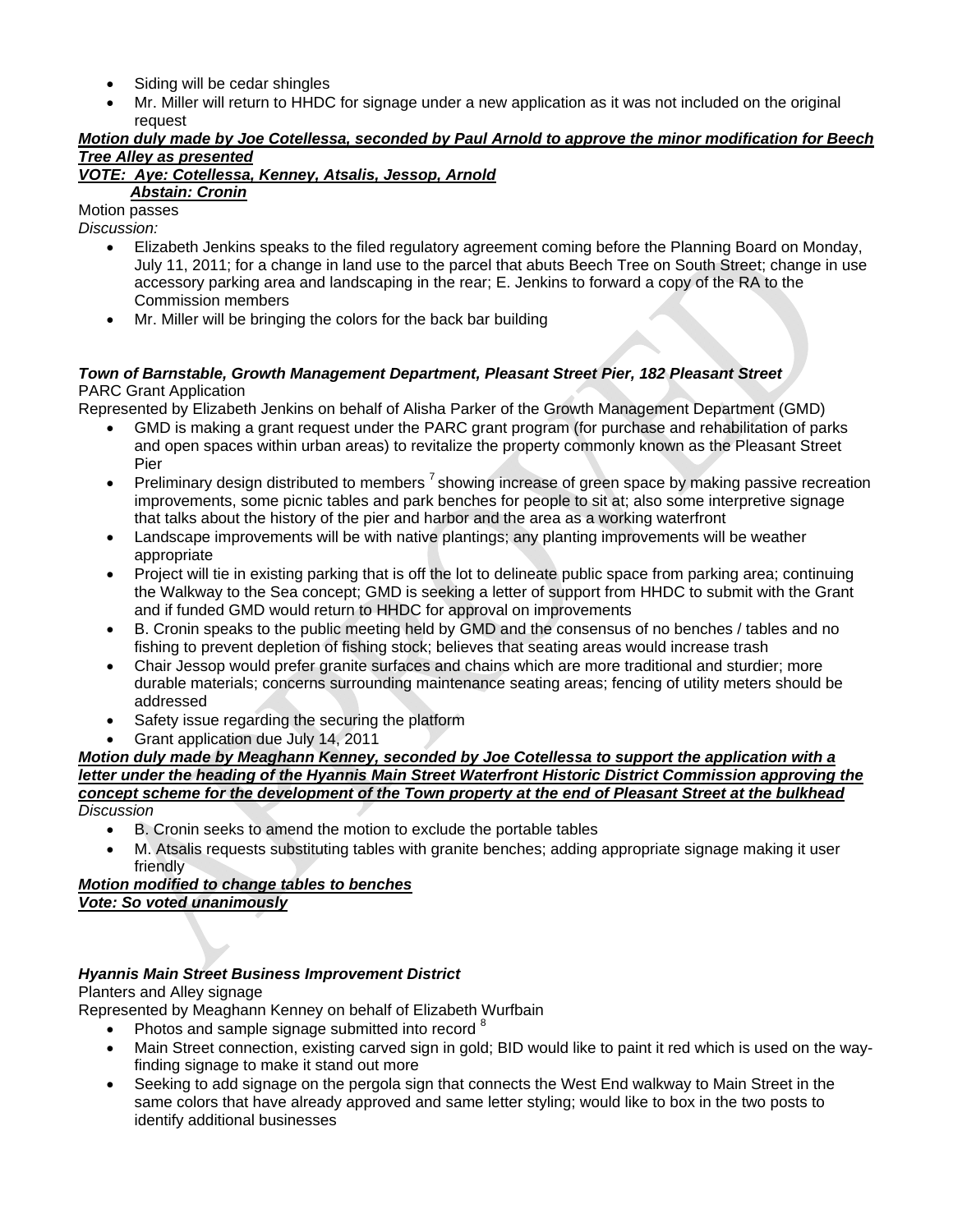- Siding will be cedar shingles
- Mr. Miller will return to HHDC for signage under a new application as it was not included on the original request

***Motion duly made by Joe Cotellessa, seconded by Paul Arnold to approve the minor modification for Beech Tree Alley as presented***

***VOTE: Aye: Cotellessa, Kenney, Atsalis, Jessop, Arnold***
***Abstain: Cronin***

Motion passes

*Discussion:*

- Elizabeth Jenkins speaks to the filed regulatory agreement coming before the Planning Board on Monday, July 11, 2011; for a change in land use to the parcel that abuts Beech Tree on South Street; change in use accessory parking area and landscaping in the rear; E. Jenkins to forward a copy of the RA to the Commission members
- Mr. Miller will be bringing the colors for the back bar building

***Town of Barnstable, Growth Management Department, Pleasant Street Pier, 182 Pleasant Street***

PARC Grant Application

Represented by Elizabeth Jenkins on behalf of Alisha Parker of the Growth Management Department (GMD)

- GMD is making a grant request under the PARC grant program (for purchase and rehabilitation of parks and open spaces within urban areas) to revitalize the property commonly known as the Pleasant Street Pier
- Preliminary design distributed to members [7] showing increase of green space by making passive recreation improvements, some picnic tables and park benches for people to sit at; also some interpretive signage that talks about the history of the pier and harbor and the area as a working waterfront
- Landscape improvements will be with native plantings; any planting improvements will be weather appropriate
- Project will tie in existing parking that is off the lot to delineate public space from parking area; continuing the Walkway to the Sea concept; GMD is seeking a letter of support from HHDC to submit with the Grant and if funded GMD would return to HHDC for approval on improvements
- B. Cronin speaks to the public meeting held by GMD and the consensus of no benches / tables and no fishing to prevent depletion of fishing stock; believes that seating areas would increase trash
- Chair Jessop would prefer granite surfaces and chains which are more traditional and sturdier; more durable materials; concerns surrounding maintenance seating areas; fencing of utility meters should be addressed
- Safety issue regarding the securing the platform
- Grant application due July 14, 2011

***Motion duly made by Meaghann Kenney, seconded by Joe Cotellessa to support the application with a letter under the heading of the Hyannis Main Street Waterfront Historic District Commission approving the concept scheme for the development of the Town property at the end of Pleasant Street at the bulkhead***

*Discussion*

- B. Cronin seeks to amend the motion to exclude the portable tables
- M. Atsalis requests substituting tables with granite benches; adding appropriate signage making it user friendly

***Motion modified to change tables to benches***

***Vote: So voted unanimously***

***Hyannis Main Street Business Improvement District***

Planters and Alley signage

Represented by Meaghann Kenney on behalf of Elizabeth Wurfbain

- Photos and sample signage submitted into record [8]
- Main Street connection, existing carved sign in gold; BID would like to paint it red which is used on the way-finding signage to make it stand out more
- Seeking to add signage on the pergola sign that connects the West End walkway to Main Street in the same colors that have already approved and same letter styling; would like to box in the two posts to identify additional businesses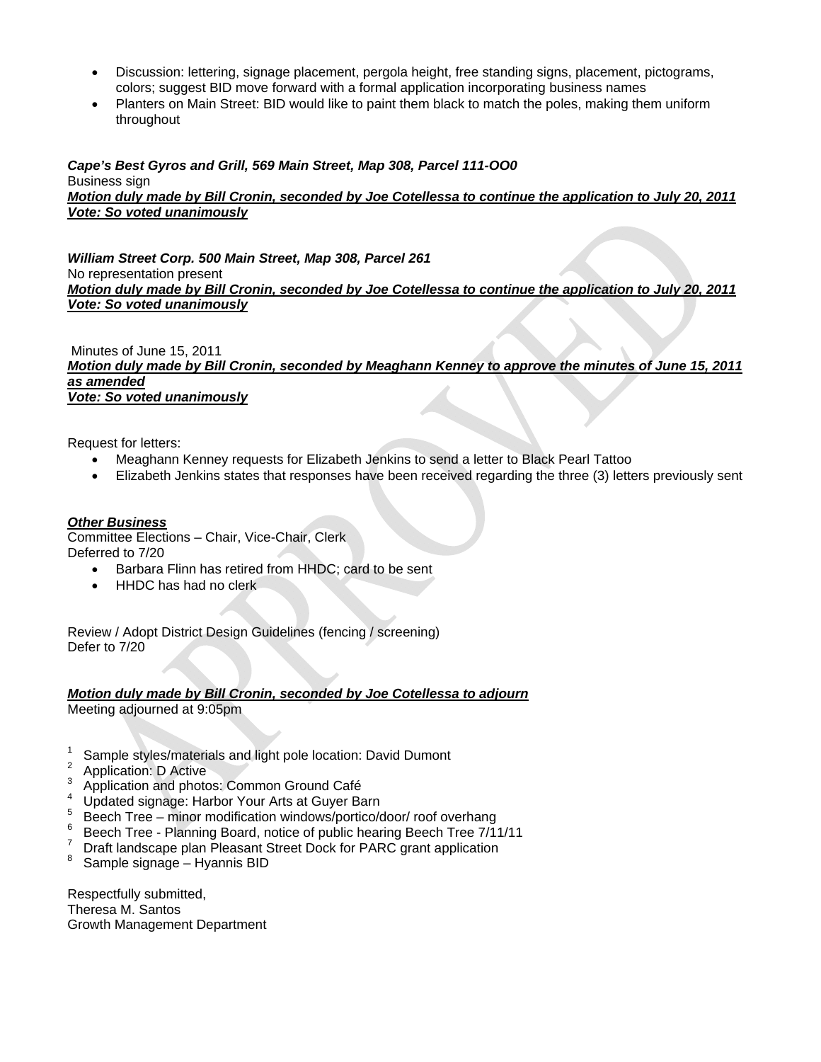- Discussion: lettering, signage placement, pergola height, free standing signs, placement, pictograms, colors; suggest BID move forward with a formal application incorporating business names
- Planters on Main Street: BID would like to paint them black to match the poles, making them uniform throughout

***Cape's Best Gyros and Grill, 569 Main Street, Map 308, Parcel 111-OO0***
Business sign
***Motion duly made by Bill Cronin, seconded by Joe Cotellessa to continue the application to July 20, 2011***
***Vote: So voted unanimously***

***William Street Corp. 500 Main Street, Map 308, Parcel 261***
No representation present
***Motion duly made by Bill Cronin, seconded by Joe Cotellessa to continue the application to July 20, 2011***
***Vote: So voted unanimously***

Minutes of June 15, 2011
***Motion duly made by Bill Cronin, seconded by Meaghann Kenney to approve the minutes of June 15, 2011 as amended***
***Vote: So voted unanimously***

Request for letters:

- Meaghann Kenney requests for Elizabeth Jenkins to send a letter to Black Pearl Tattoo
- Elizabeth Jenkins states that responses have been received regarding the three (3) letters previously sent

***Other Business***
Committee Elections – Chair, Vice-Chair, Clerk
Deferred to 7/20

- Barbara Flinn has retired from HHDC; card to be sent
- HHDC has had no clerk

Review / Adopt District Design Guidelines (fencing / screening)
Defer to 7/20

***Motion duly made by Bill Cronin, seconded by Joe Cotellessa to adjourn***
Meeting adjourned at 9:05pm

[1] Sample styles/materials and light pole location: David Dumont
[2] Application: D Active
[3] Application and photos: Common Ground Café
[4] Updated signage: Harbor Your Arts at Guyer Barn
[5] Beech Tree – minor modification windows/portico/door/ roof overhang
[6] Beech Tree - Planning Board, notice of public hearing Beech Tree 7/11/11
[7] Draft landscape plan Pleasant Street Dock for PARC grant application
[8] Sample signage – Hyannis BID

Respectfully submitted,
Theresa M. Santos
Growth Management Department